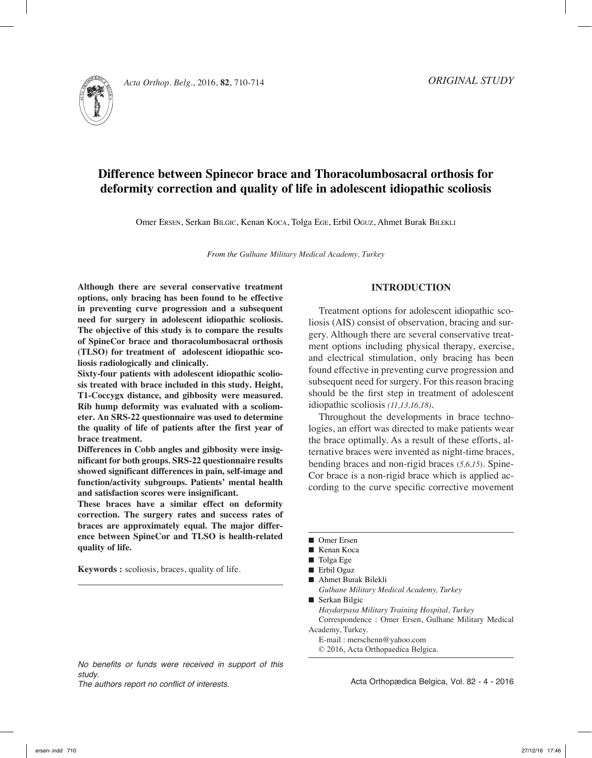ORIGINAL STUDY

# Difference between Spinecor brace and Thoracolumbosacral orthosis for deformity correction and quality of life in adolescent idiopathic scoliosis

Omer Ersen, Serkan Bilgic, Kenan Koca, Tolga Ege, Erbil Oguz, Ahmet Burak Bilekli

*From the Gulhane Military Medical Academy, Turkey*

**Although there are several conservative treatment options, only bracing has been found to be effective in preventing curve progression and a subsequent need for surgery in adolescent idiopathic scoliosis. The objective of this study is to compare the results of SpineCor brace and thoracolumbosacral orthosis (TLSO) for treatment of adolescent idiopathic scoliosis radiologically and clinically.**

**Sixty-four patients with adolescent idiopathic scoliosis treated with brace included in this study. Height, T1-Coccygx distance, and gibbosity were measured. Rib hump deformity was evaluated with a scoliometer. An SRS-22 questionnaire was used to determine the quality of life of patients after the first year of brace treatment.**

**Differences in Cobb angles and gibbosity were insignificant for both groups. SRS-22 questionnaire results showed significant differences in pain, self-image and function/activity subgroups. Patients' mental health and satisfaction scores were insignificant.**

**These braces have a similar effect on deformity correction. The surgery rates and success rates of braces are approximately equal. The major difference between SpineCor and TLSO is health-related quality of life.**

**Keywords :** scoliosis, braces, quality of life.

*No benefits or funds were received in support of this study.*
*The authors report no conflict of interests.*

## INTRODUCTION

Treatment options for adolescent idiopathic scoliosis (AIS) consist of observation, bracing and surgery. Although there are several conservative treatment options including physical therapy, exercise, and electrical stimulation, only bracing has been found effective in preventing curve progression and subsequent need for surgery. For this reason bracing should be the first step in treatment of adolescent idiopathic scoliosis *(11,13,16,18)*.

Throughout the developments in brace technologies, an effort was directed to make patients wear the brace optimally. As a result of these efforts, alternative braces were invented as night-time braces, bending braces and non-rigid braces (*5,6,15*). SpineCor brace is a non-rigid brace which is applied according to the curve specific corrective movement

- Omer Ersen
- Kenan Koca
- Tolga Ege
- Erbil Oguz
- Ahmet Burak Bilekli
  *Gulhane Military Medical Academy, Turkey*
- Serkan Bilgic
  *Haydarpasa Military Training Hospital, Turkey*

Correspondence : Omer Ersen, Gulhane Military Medical Academy, Turkey.
E-mail : merschenn@yahoo.com
© 2016, Acta Orthopaedica Belgica.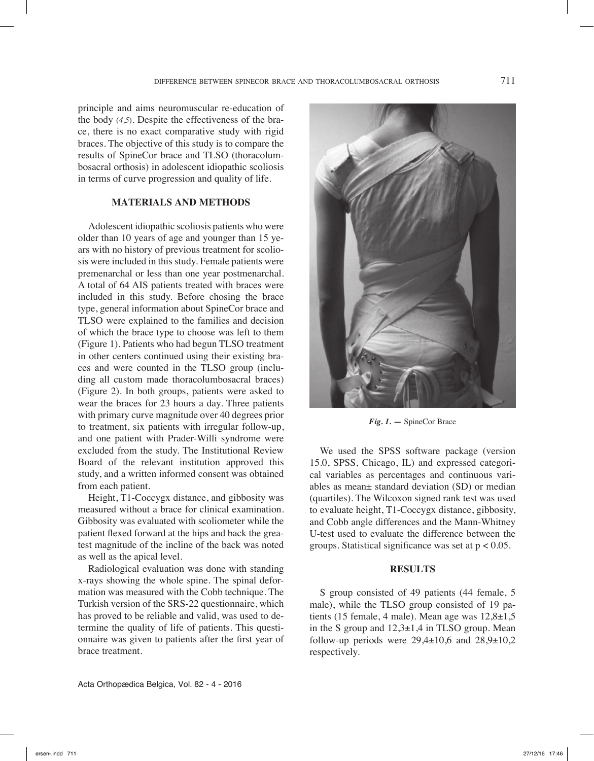principle and aims neuromuscular re-education of the body (4,5). Despite the effectiveness of the brace, there is no exact comparative study with rigid braces. The objective of this study is to compare the results of SpineCor brace and TLSO (thoracolumbosacral orthosis) in adolescent idiopathic scoliosis in terms of curve progression and quality of life.

## MATERIALS AND METHODS

Adolescent idiopathic scoliosis patients who were older than 10 years of age and younger than 15 years with no history of previous treatment for scoliosis were included in this study. Female patients were premenarchal or less than one year postmenarchal. A total of 64 AIS patients treated with braces were included in this study. Before chosing the brace type, general information about SpineCor brace and TLSO were explained to the families and decision of which the brace type to choose was left to them (Figure 1). Patients who had begun TLSO treatment in other centers continued using their existing braces and were counted in the TLSO group (including all custom made thoracolumbosacral braces) (Figure 2). In both groups, patients were asked to wear the braces for 23 hours a day. Three patients with primary curve magnitude over 40 degrees prior to treatment, six patients with irregular follow-up, and one patient with Prader-Willi syndrome were excluded from the study. The Institutional Review Board of the relevant institution approved this study, and a written informed consent was obtained from each patient.

Height, T1-Coccygx distance, and gibbosity was measured without a brace for clinical examination. Gibbosity was evaluated with scoliometer while the patient flexed forward at the hips and back the greatest magnitude of the incline of the back was noted as well as the apical level.

Radiological evaluation was done with standing x-rays showing the whole spine. The spinal deformation was measured with the Cobb technique. The Turkish version of the SRS-22 questionnaire, which has proved to be reliable and valid, was used to determine the quality of life of patients. This questionnaire was given to patients after the first year of brace treatment.

***Fig. 1.*** — SpineCor Brace

We used the SPSS software package (version 15.0, SPSS, Chicago, IL) and expressed categorical variables as percentages and continuous variables as mean± standard deviation (SD) or median (quartiles). The Wilcoxon signed rank test was used to evaluate height, T1-Coccygx distance, gibbosity, and Cobb angle differences and the Mann-Whitney U-test used to evaluate the difference between the groups. Statistical significance was set at $p < 0.05$.

## RESULTS

S group consisted of 49 patients (44 female, 5 male), while the TLSO group consisted of 19 patients (15 female, 4 male). Mean age was 12,8±1,5 in the S group and 12,3±1,4 in TLSO group. Mean follow-up periods were 29,4±10,6 and 28,9±10,2 respectively.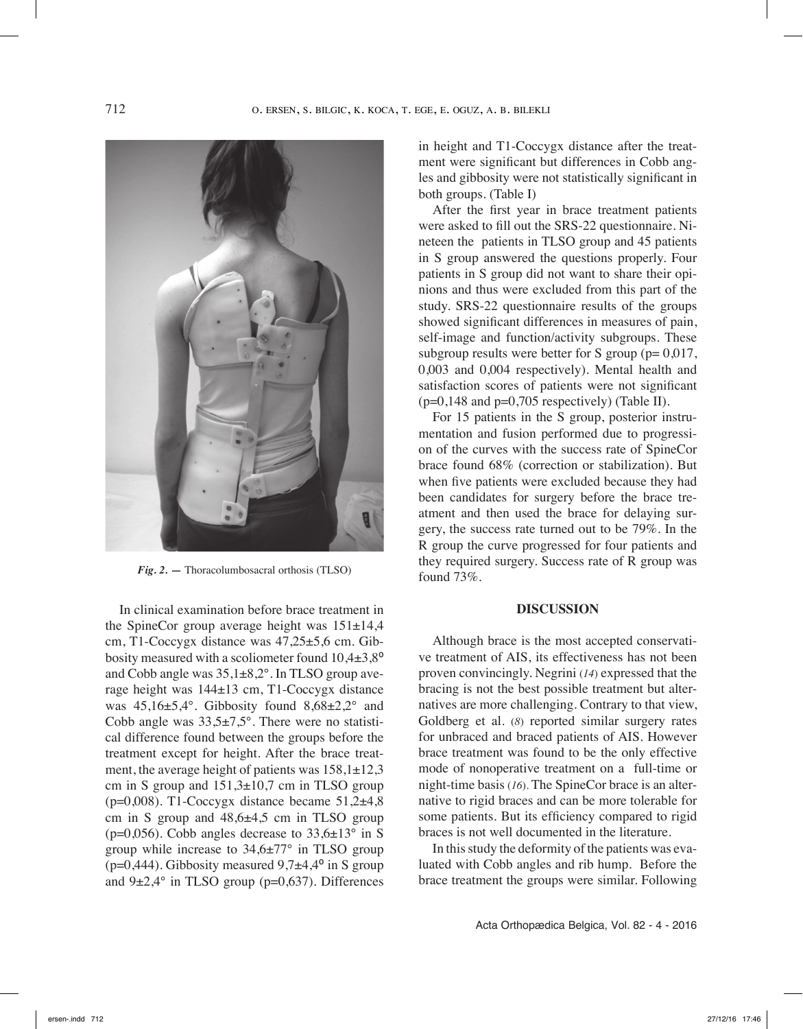*Fig. 2.* — Thoracolumbosacral orthosis (TLSO)

In clinical examination before brace treatment in the SpineCor group average height was 151±14,4 cm, T1-Coccygx distance was 47,25±5,6 cm. Gibbosity measured with a scoliometer found 10,4±3,8º and Cobb angle was 35,1±8,2°. In TLSO group average height was 144±13 cm, T1-Coccygx distance was 45,16±5,4°. Gibbosity found 8,68±2,2° and Cobb angle was 33,5±7,5°. There were no statistical difference found between the groups before the treatment except for height. After the brace treatment, the average height of patients was 158,1±12,3 cm in S group and 151,3±10,7 cm in TLSO group (p=0,008). T1-Coccygx distance became 51,2±4,8 cm in S group and 48,6±4,5 cm in TLSO group (p=0,056). Cobb angles decrease to 33,6±13° in S group while increase to 34,6±77° in TLSO group (p=0,444). Gibbosity measured 9,7±4,4º in S group and 9±2,4° in TLSO group (p=0,637). Differences in height and T1-Coccygx distance after the treatment were significant but differences in Cobb angles and gibbosity were not statistically significant in both groups. (Table I)

After the first year in brace treatment patients were asked to fill out the SRS-22 questionnaire. Nineteen the patients in TLSO group and 45 patients in S group answered the questions properly. Four patients in S group did not want to share their opinions and thus were excluded from this part of the study. SRS-22 questionnaire results of the groups showed significant differences in measures of pain, self-image and function/activity subgroups. These subgroup results were better for S group (p= 0,017, 0,003 and 0,004 respectively). Mental health and satisfaction scores of patients were not significant (p=0,148 and p=0,705 respectively) (Table II).

For 15 patients in the S group, posterior instrumentation and fusion performed due to progression of the curves with the success rate of SpineCor brace found 68% (correction or stabilization). But when five patients were excluded because they had been candidates for surgery before the brace treatment and then used the brace for delaying surgery, the success rate turned out to be 79%. In the R group the curve progressed for four patients and they required surgery. Success rate of R group was found 73%.

## DISCUSSION

Although brace is the most accepted conservative treatment of AIS, its effectiveness has not been proven convincingly. Negrini (*14*) expressed that the bracing is not the best possible treatment but alternatives are more challenging. Contrary to that view, Goldberg et al. (*8*) reported similar surgery rates for unbraced and braced patients of AIS. However brace treatment was found to be the only effective mode of nonoperative treatment on a full-time or night-time basis (*16*). The SpineCor brace is an alternative to rigid braces and can be more tolerable for some patients. But its efficiency compared to rigid braces is not well documented in the literature.

In this study the deformity of the patients was evaluated with Cobb angles and rib hump. Before the brace treatment the groups were similar. Following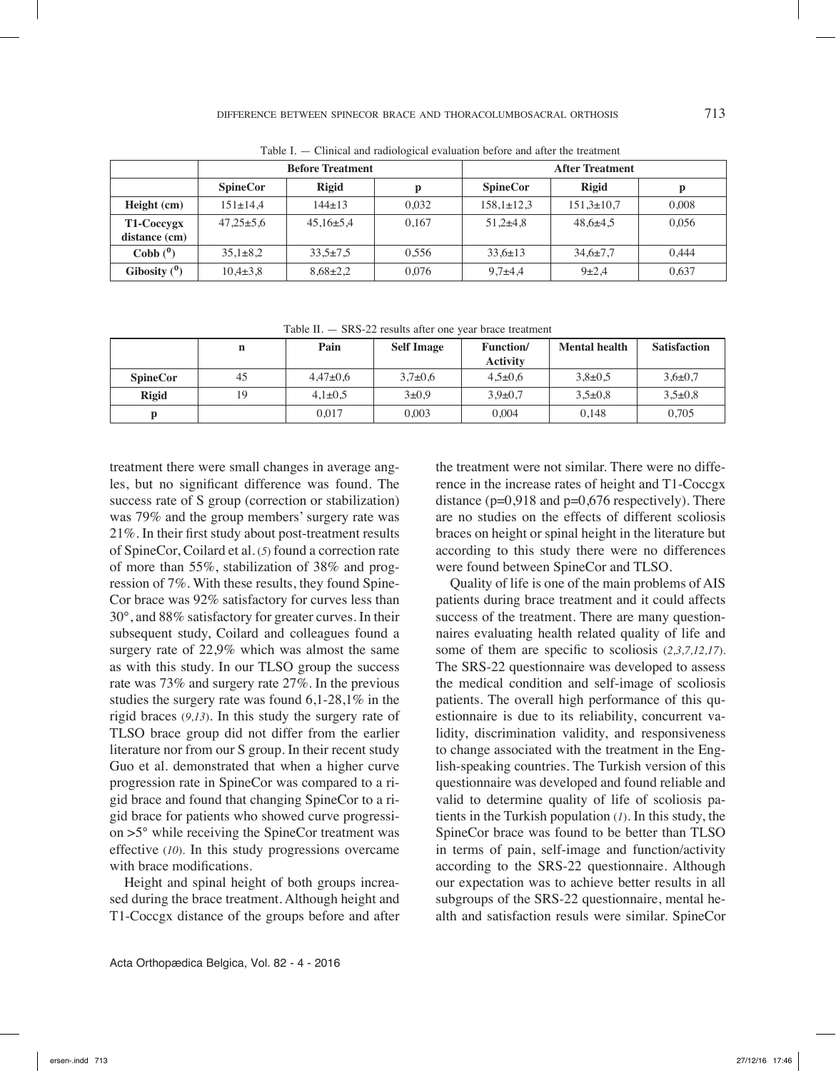Table I. — Clinical and radiological evaluation before and after the treatment

| | Before Treatment | | | After Treatment | | |
|---|---|---|---|---|---|---|
| | SpineCor | Rigid | p | SpineCor | Rigid | p |
| **Height (cm)** | 151±14,4 | 144±13 | 0,032 | 158,1±12,3 | 151,3±10,7 | 0,008 |
| **T1-Coccygx distance (cm)** | 47,25±5,6 | 45,16±5,4 | 0,167 | 51,2±4,8 | 48,6±4,5 | 0,056 |
| **Cobb (⁰)** | 35,1±8,2 | 33,5±7,5 | 0,556 | 33,6±13 | 34,6±7,7 | 0,444 |
| **Gibosity (⁰)** | 10,4±3,8 | 8,68±2,2 | 0,076 | 9,7±4,4 | 9±2,4 | 0,637 |

Table II. — SRS-22 results after one year brace treatment

| | n | Pain | Self Image | Function/ Activity | Mental health | Satisfaction |
|---|---|---|---|---|---|---|
| **SpineCor** | 45 | 4,47±0,6 | 3,7±0,6 | 4,5±0,6 | 3,8±0,5 | 3,6±0,7 |
| **Rigid** | 19 | 4,1±0,5 | 3±0,9 | 3,9±0,7 | 3,5±0,8 | 3,5±0,8 |
| **p** | | 0,017 | 0,003 | 0,004 | 0,148 | 0,705 |

treatment there were small changes in average angles, but no significant difference was found. The success rate of S group (correction or stabilization) was 79% and the group members' surgery rate was 21%. In their first study about post-treatment results of SpineCor, Coilard et al. (*5*) found a correction rate of more than 55%, stabilization of 38% and progression of 7%. With these results, they found SpineCor brace was 92% satisfactory for curves less than 30°, and 88% satisfactory for greater curves. In their subsequent study, Coilard and colleagues found a surgery rate of 22,9% which was almost the same as with this study. In our TLSO group the success rate was 73% and surgery rate 27%. In the previous studies the surgery rate was found 6,1-28,1% in the rigid braces (*9,13*). In this study the surgery rate of TLSO brace group did not differ from the earlier literature nor from our S group. In their recent study Guo et al. demonstrated that when a higher curve progression rate in SpineCor was compared to a rigid brace and found that changing SpineCor to a rigid brace for patients who showed curve progression >5° while receiving the SpineCor treatment was effective (*10*). In this study progressions overcame with brace modifications.

Height and spinal height of both groups increased during the brace treatment. Although height and T1-Coccgx distance of the groups before and after the treatment were not similar. There were no difference in the increase rates of height and T1-Coccgx distance (p=0,918 and p=0,676 respectively). There are no studies on the effects of different scoliosis braces on height or spinal height in the literature but according to this study there were no differences were found between SpineCor and TLSO.

Quality of life is one of the main problems of AIS patients during brace treatment and it could affects success of the treatment. There are many questionnaires evaluating health related quality of life and some of them are specific to scoliosis (*2,3,7,12,17*). The SRS-22 questionnaire was developed to assess the medical condition and self-image of scoliosis patients. The overall high performance of this questionnaire is due to its reliability, concurrent validity, discrimination validity, and responsiveness to change associated with the treatment in the English-speaking countries. The Turkish version of this questionnaire was developed and found reliable and valid to determine quality of life of scoliosis patients in the Turkish population (*1*). In this study, the SpineCor brace was found to be better than TLSO in terms of pain, self-image and function/activity according to the SRS-22 questionnaire. Although our expectation was to achieve better results in all subgroups of the SRS-22 questionnaire, mental health and satisfaction resuls were similar. SpineCor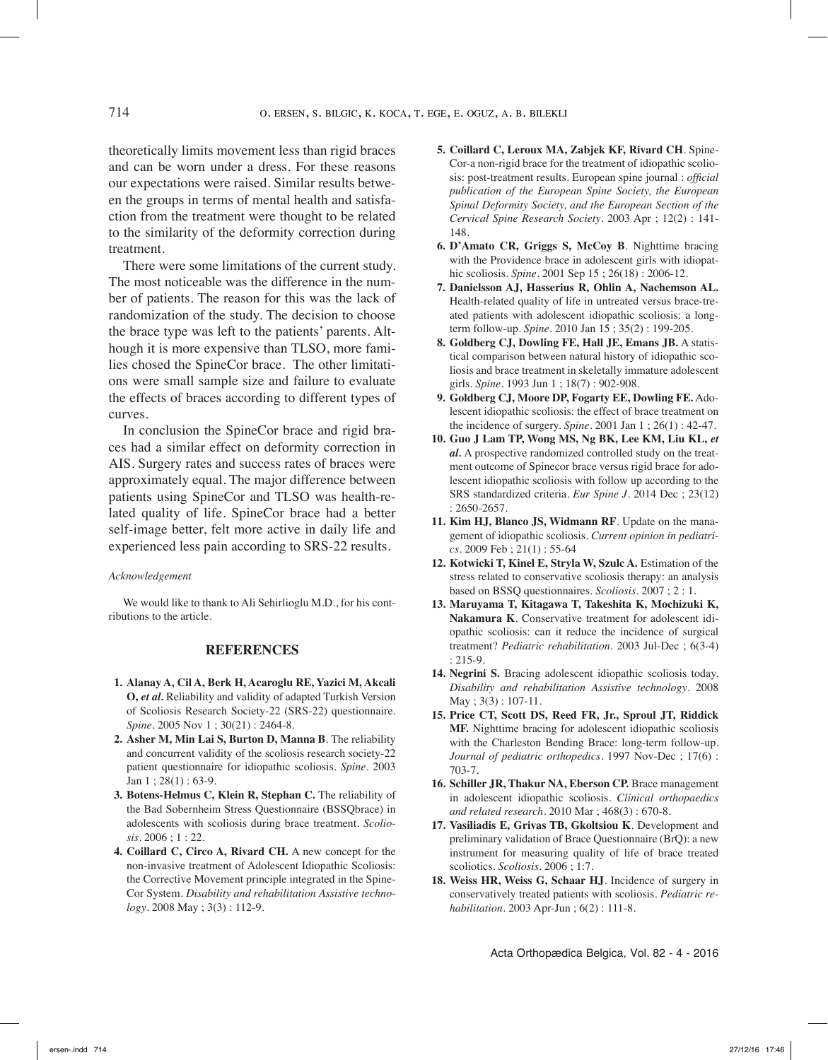theoretically limits movement less than rigid braces and can be worn under a dress. For these reasons our expectations were raised. Similar results between the groups in terms of mental health and satisfaction from the treatment were thought to be related to the similarity of the deformity correction during treatment.

There were some limitations of the current study. The most noticeable was the difference in the number of patients. The reason for this was the lack of randomization of the study. The decision to choose the brace type was left to the patients' parents. Although it is more expensive than TLSO, more families chosed the SpineCor brace. The other limitations were small sample size and failure to evaluate the effects of braces according to different types of curves.

In conclusion the SpineCor brace and rigid braces had a similar effect on deformity correction in AIS. Surgery rates and success rates of braces were approximately equal. The major difference between patients using SpineCor and TLSO was health-related quality of life. SpineCor brace had a better self-image better, felt more active in daily life and experienced less pain according to SRS-22 results.

*Acknowledgement*

We would like to thank to Ali Sehirlioglu M.D., for his contributions to the article.

## REFERENCES

1. **Alanay A, Cil A, Berk H, Acaroglu RE, Yazici M, Akcali O, *et al.*** Reliability and validity of adapted Turkish Version of Scoliosis Research Society-22 (SRS-22) questionnaire. *Spine*. 2005 Nov 1 ; 30(21) : 2464-8.
2. **Asher M, Min Lai S, Burton D, Manna B**. The reliability and concurrent validity of the scoliosis research society-22 patient questionnaire for idiopathic scoliosis. *Spine*. 2003 Jan 1 ; 28(1) : 63-9.
3. **Botens-Helmus C, Klein R, Stephan C.** The reliability of the Bad Sobernheim Stress Questionnaire (BSSQbrace) in adolescents with scoliosis during brace treatment. *Scoliosis*. 2006 ; 1 : 22.
4. **Coillard C, Circo A, Rivard CH.** A new concept for the non-invasive treatment of Adolescent Idiopathic Scoliosis: the Corrective Movement principle integrated in the SpineCor System. *Disability and rehabilitation Assistive technology*. 2008 May ; 3(3) : 112-9.
5. **Coillard C, Leroux MA, Zabjek KF, Rivard CH**. SpineCor-a non-rigid brace for the treatment of idiopathic scoliosis: post-treatment results. European spine journal : *official publication of the European Spine Society, the European Spinal Deformity Society, and the European Section of the Cervical Spine Research Society*. 2003 Apr ; 12(2) : 141-148.
6. **D'Amato CR, Griggs S, McCoy B**. Nighttime bracing with the Providence brace in adolescent girls with idiopathic scoliosis. *Spine*. 2001 Sep 15 ; 26(18) : 2006-12.
7. **Danielsson AJ, Hasserius R, Ohlin A, Nachemson AL.** Health-related quality of life in untreated versus brace-treated patients with adolescent idiopathic scoliosis: a long-term follow-up. *Spine*. 2010 Jan 15 ; 35(2) : 199-205.
8. **Goldberg CJ, Dowling FE, Hall JE, Emans JB.** A statistical comparison between natural history of idiopathic scoliosis and brace treatment in skeletally immature adolescent girls. *Spine*. 1993 Jun 1 ; 18(7) : 902-908.
9. **Goldberg CJ, Moore DP, Fogarty EE, Dowling FE.** Adolescent idiopathic scoliosis: the effect of brace treatment on the incidence of surgery. *Spine*. 2001 Jan 1 ; 26(1) : 42-47.
10. **Guo J Lam TP, Wong MS, Ng BK, Lee KM, Liu KL, *et al.*** A prospective randomized controlled study on the treatment outcome of Spinecor brace versus rigid brace for adolescent idiopathic scoliosis with follow up according to the SRS standardized criteria. *Eur Spine J*. 2014 Dec ; 23(12) : 2650-2657.
11. **Kim HJ, Blanco JS, Widmann RF**. Update on the management of idiopathic scoliosis. *Current opinion in pediatrics*. 2009 Feb ; 21(1) : 55-64
12. **Kotwicki T, Kinel E, Stryla W, Szulc A.** Estimation of the stress related to conservative scoliosis therapy: an analysis based on BSSQ questionnaires. *Scoliosis*. 2007 ; 2 : 1.
13. **Maruyama T, Kitagawa T, Takeshita K, Mochizuki K, Nakamura K**. Conservative treatment for adolescent idiopathic scoliosis: can it reduce the incidence of surgical treatment? *Pediatric rehabilitation*. 2003 Jul-Dec ; 6(3-4) : 215-9.
14. **Negrini S.** Bracing adolescent idiopathic scoliosis today. *Disability and rehabilitation Assistive technology*. 2008 May ; 3(3) : 107-11.
15. **Price CT, Scott DS, Reed FR, Jr., Sproul JT, Riddick MF.** Nighttime bracing for adolescent idiopathic scoliosis with the Charleston Bending Brace: long-term follow-up. *Journal of pediatric orthopedics*. 1997 Nov-Dec ; 17(6) : 703-7.
16. **Schiller JR, Thakur NA, Eberson CP.** Brace management in adolescent idiopathic scoliosis. *Clinical orthopaedics and related research*. 2010 Mar ; 468(3) : 670-8.
17. **Vasiliadis E, Grivas TB, Gkoltsiou K**. Development and preliminary validation of Brace Questionnaire (BrQ): a new instrument for measuring quality of life of brace treated scoliotics. *Scoliosis*. 2006 ; 1:7.
18. **Weiss HR, Weiss G, Schaar HJ**. Incidence of surgery in conservatively treated patients with scoliosis. *Pediatric rehabilitation*. 2003 Apr-Jun ; 6(2) : 111-8.